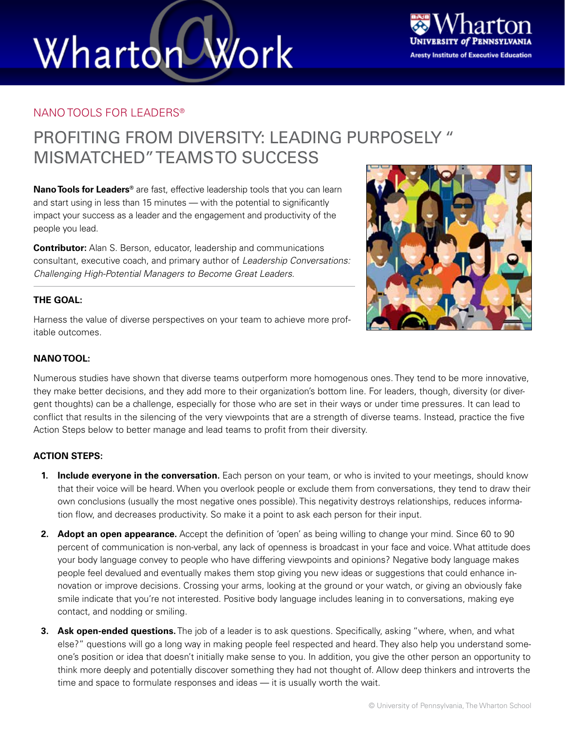NANO TOOLS FOR LEADERS®

# PROFITING FROM DIVERSITY: LEADING PURPOSELY "MISMATCHED" TEAMS TO SUCCESS

**Nano Tools for Leaders®** are fast, effective leadership tools that you can learn and start using in less than 15 minutes — with the potential to significantly impact your success as a leader and the engagement and productivity of the people you lead.

**Contributor:** Alan S. Berson, educator, leadership and communications consultant, executive coach, and primary author of *Leadership Conversations: Challenging High-Potential Managers to Become Great Leaders.*

## THE GOAL:

Harness the value of diverse perspectives on your team to achieve more profitable outcomes.

## NANO TOOL:

Numerous studies have shown that diverse teams outperform more homogenous ones. They tend to be more innovative, they make better decisions, and they add more to their organization's bottom line. For leaders, though, diversity (or divergent thoughts) can be a challenge, especially for those who are set in their ways or under time pressures. It can lead to conflict that results in the silencing of the very viewpoints that are a strength of diverse teams. Instead, practice the five Action Steps below to better manage and lead teams to profit from their diversity.

## ACTION STEPS:

1. **Include everyone in the conversation.** Each person on your team, or who is invited to your meetings, should know that their voice will be heard. When you overlook people or exclude them from conversations, they tend to draw their own conclusions (usually the most negative ones possible). This negativity destroys relationships, reduces information flow, and decreases productivity. So make it a point to ask each person for their input.

2. **Adopt an open appearance.** Accept the definition of 'open' as being willing to change your mind. Since 60 to 90 percent of communication is non-verbal, any lack of openness is broadcast in your face and voice. What attitude does your body language convey to people who have differing viewpoints and opinions? Negative body language makes people feel devalued and eventually makes them stop giving you new ideas or suggestions that could enhance innovation or improve decisions. Crossing your arms, looking at the ground or your watch, or giving an obviously fake smile indicate that you're not interested. Positive body language includes leaning in to conversations, making eye contact, and nodding or smiling.

3. **Ask open-ended questions.** The job of a leader is to ask questions. Specifically, asking "where, when, and what else?" questions will go a long way in making people feel respected and heard. They also help you understand someone's position or idea that doesn't initially make sense to you. In addition, you give the other person an opportunity to think more deeply and potentially discover something they had not thought of. Allow deep thinkers and introverts the time and space to formulate responses and ideas — it is usually worth the wait.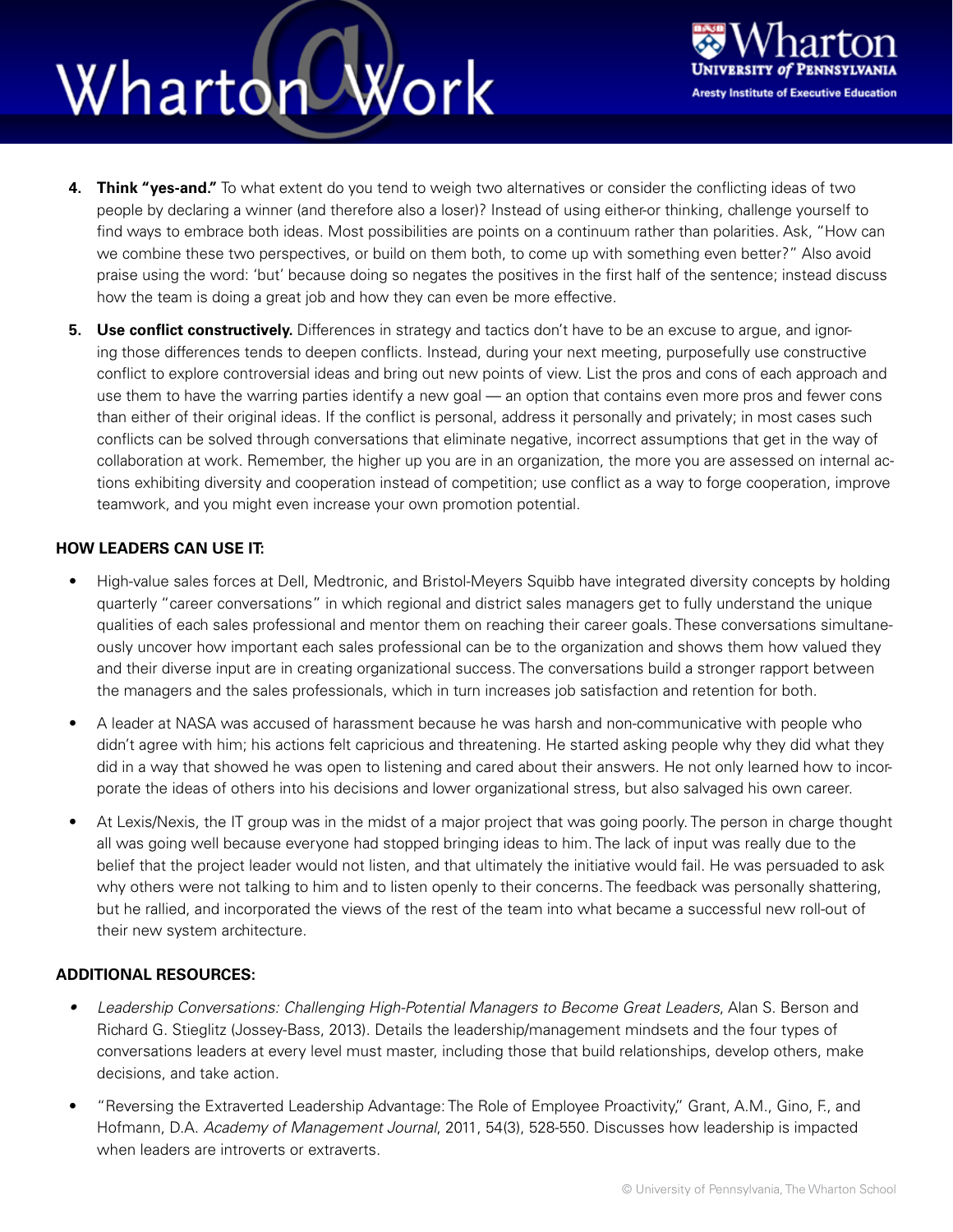4. **Think "yes-and."** To what extent do you tend to weigh two alternatives or consider the conflicting ideas of two people by declaring a winner (and therefore also a loser)? Instead of using either-or thinking, challenge yourself to find ways to embrace both ideas. Most possibilities are points on a continuum rather than polarities. Ask, "How can we combine these two perspectives, or build on them both, to come up with something even better?" Also avoid praise using the word: 'but' because doing so negates the positives in the first half of the sentence; instead discuss how the team is doing a great job and how they can even be more effective.

5. **Use conflict constructively.** Differences in strategy and tactics don't have to be an excuse to argue, and ignoring those differences tends to deepen conflicts. Instead, during your next meeting, purposefully use constructive conflict to explore controversial ideas and bring out new points of view. List the pros and cons of each approach and use them to have the warring parties identify a new goal — an option that contains even more pros and fewer cons than either of their original ideas. If the conflict is personal, address it personally and privately; in most cases such conflicts can be solved through conversations that eliminate negative, incorrect assumptions that get in the way of collaboration at work. Remember, the higher up you are in an organization, the more you are assessed on internal actions exhibiting diversity and cooperation instead of competition; use conflict as a way to forge cooperation, improve teamwork, and you might even increase your own promotion potential.

**HOW LEADERS CAN USE IT:**

- High-value sales forces at Dell, Medtronic, and Bristol-Meyers Squibb have integrated diversity concepts by holding quarterly "career conversations" in which regional and district sales managers get to fully understand the unique qualities of each sales professional and mentor them on reaching their career goals. These conversations simultaneously uncover how important each sales professional can be to the organization and shows them how valued they and their diverse input are in creating organizational success. The conversations build a stronger rapport between the managers and the sales professionals, which in turn increases job satisfaction and retention for both.
- A leader at NASA was accused of harassment because he was harsh and non-communicative with people who didn't agree with him; his actions felt capricious and threatening. He started asking people why they did what they did in a way that showed he was open to listening and cared about their answers. He not only learned how to incorporate the ideas of others into his decisions and lower organizational stress, but also salvaged his own career.
- At Lexis/Nexis, the IT group was in the midst of a major project that was going poorly. The person in charge thought all was going well because everyone had stopped bringing ideas to him. The lack of input was really due to the belief that the project leader would not listen, and that ultimately the initiative would fail. He was persuaded to ask why others were not talking to him and to listen openly to their concerns. The feedback was personally shattering, but he rallied, and incorporated the views of the rest of the team into what became a successful new roll-out of their new system architecture.

**ADDITIONAL RESOURCES:**

- *Leadership Conversations: Challenging High-Potential Managers to Become Great Leaders*, Alan S. Berson and Richard G. Stieglitz (Jossey-Bass, 2013). Details the leadership/management mindsets and the four types of conversations leaders at every level must master, including those that build relationships, develop others, make decisions, and take action.
- "Reversing the Extraverted Leadership Advantage: The Role of Employee Proactivity," Grant, A.M., Gino, F., and Hofmann, D.A. *Academy of Management Journal*, 2011, 54(3), 528-550. Discusses how leadership is impacted when leaders are introverts or extraverts.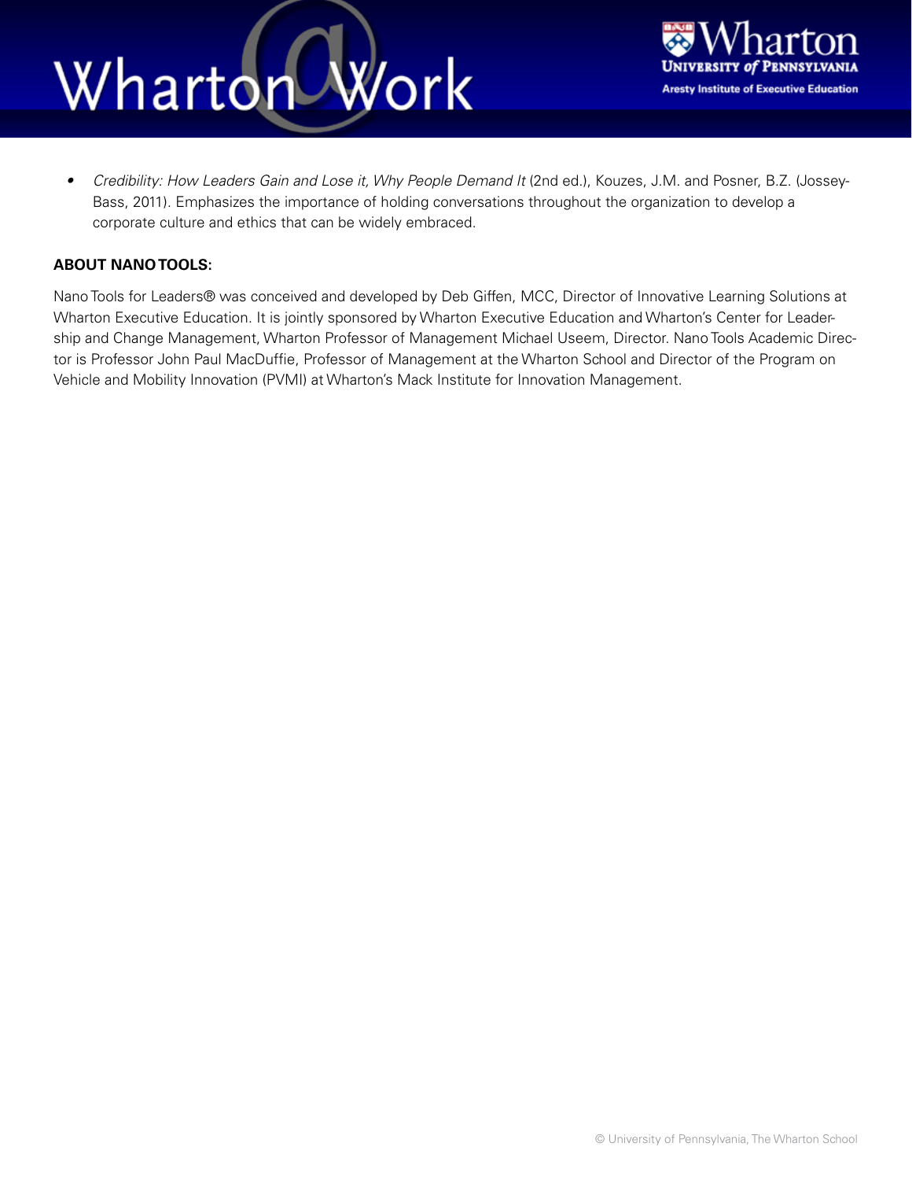- *Credibility: How Leaders Gain and Lose it, Why People Demand It* (2nd ed.), Kouzes, J.M. and Posner, B.Z. (Jossey-Bass, 2011). Emphasizes the importance of holding conversations throughout the organization to develop a corporate culture and ethics that can be widely embraced.

**ABOUT NANO TOOLS:**

Nano Tools for Leaders® was conceived and developed by Deb Giffen, MCC, Director of Innovative Learning Solutions at Wharton Executive Education. It is jointly sponsored by Wharton Executive Education and Wharton's Center for Leadership and Change Management, Wharton Professor of Management Michael Useem, Director. Nano Tools Academic Director is Professor John Paul MacDuffie, Professor of Management at the Wharton School and Director of the Program on Vehicle and Mobility Innovation (PVMI) at Wharton's Mack Institute for Innovation Management.